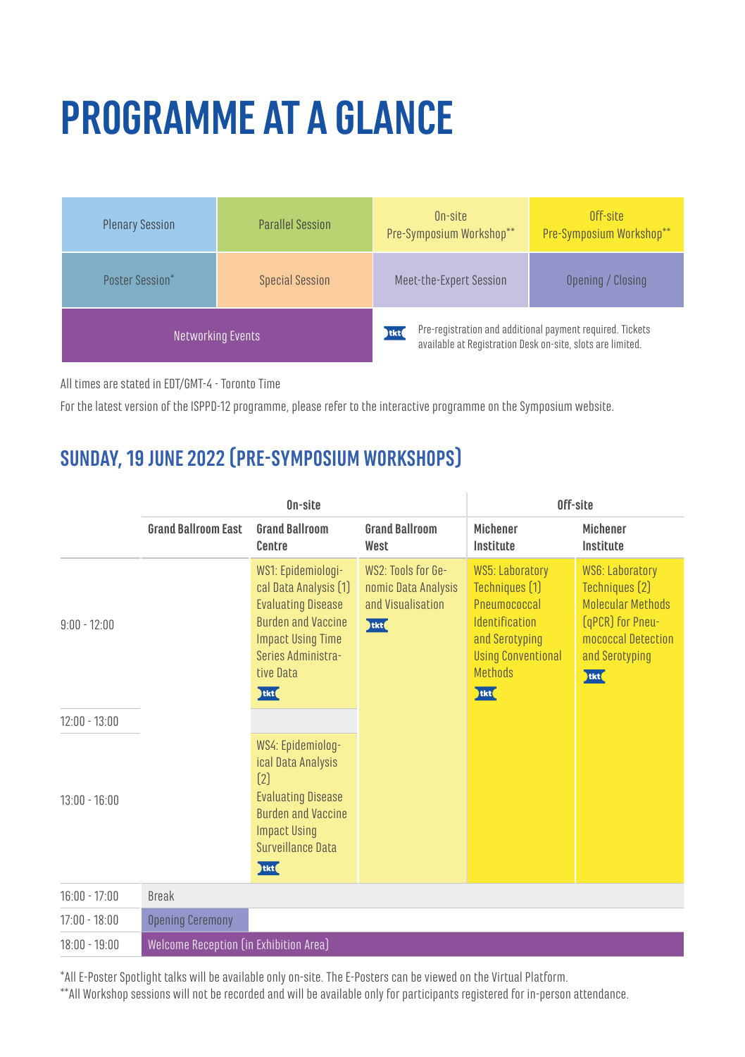# PROGRAMME AT A GLANCE

| | | | |
|---|---|---|---|
| Plenary Session | Parallel Session | On-site Pre-Symposium Workshop** | Off-site Pre-Symposium Workshop** |
| Poster Session* | Special Session | Meet-the-Expert Session | Opening / Closing |
| Networking Events | | tkt: Pre-registration and additional payment required. Tickets available at Registration Desk on-site, slots are limited. | |

All times are stated in EDT/GMT-4 - Toronto Time

For the latest version of the ISPPD-12 programme, please refer to the interactive programme on the Symposium website.

## SUNDAY, 19 JUNE 2022 (PRE-SYMPOSIUM WORKSHOPS)

| | On-site | | | Off-site | |
|---|---|---|---|---|---|
| | Grand Ballroom East | Grand Ballroom Centre | Grand Ballroom West | Michener Institute | Michener Institute |
| 9:00 - 12:00 | | WS1: Epidemiological Data Analysis (1) Evaluating Disease Burden and Vaccine Impact Using Time Series Administrative Data tkt | WS2: Tools for Genomic Data Analysis and Visualisation tkt | WS5: Laboratory Techniques (1) Pneumococcal Identification and Serotyping Using Conventional Methods tkt | WS6: Laboratory Techniques (2) Molecular Methods (qPCR) for Pneumococcal Detection and Serotyping tkt |
| 12:00 - 13:00 | | | | | |
| 13:00 - 16:00 | | WS4: Epidemiological Data Analysis (2) Evaluating Disease Burden and Vaccine Impact Using Surveillance Data tkt | | | |
| 16:00 - 17:00 | Break | | | | |
| 17:00 - 18:00 | Opening Ceremony | | | | |
| 18:00 - 19:00 | Welcome Reception (in Exhibition Area) | | | | |

*All E-Poster Spotlight talks will be available only on-site. The E-Posters can be viewed on the Virtual Platform.

**All Workshop sessions will not be recorded and will be available only for participants registered for in-person attendance.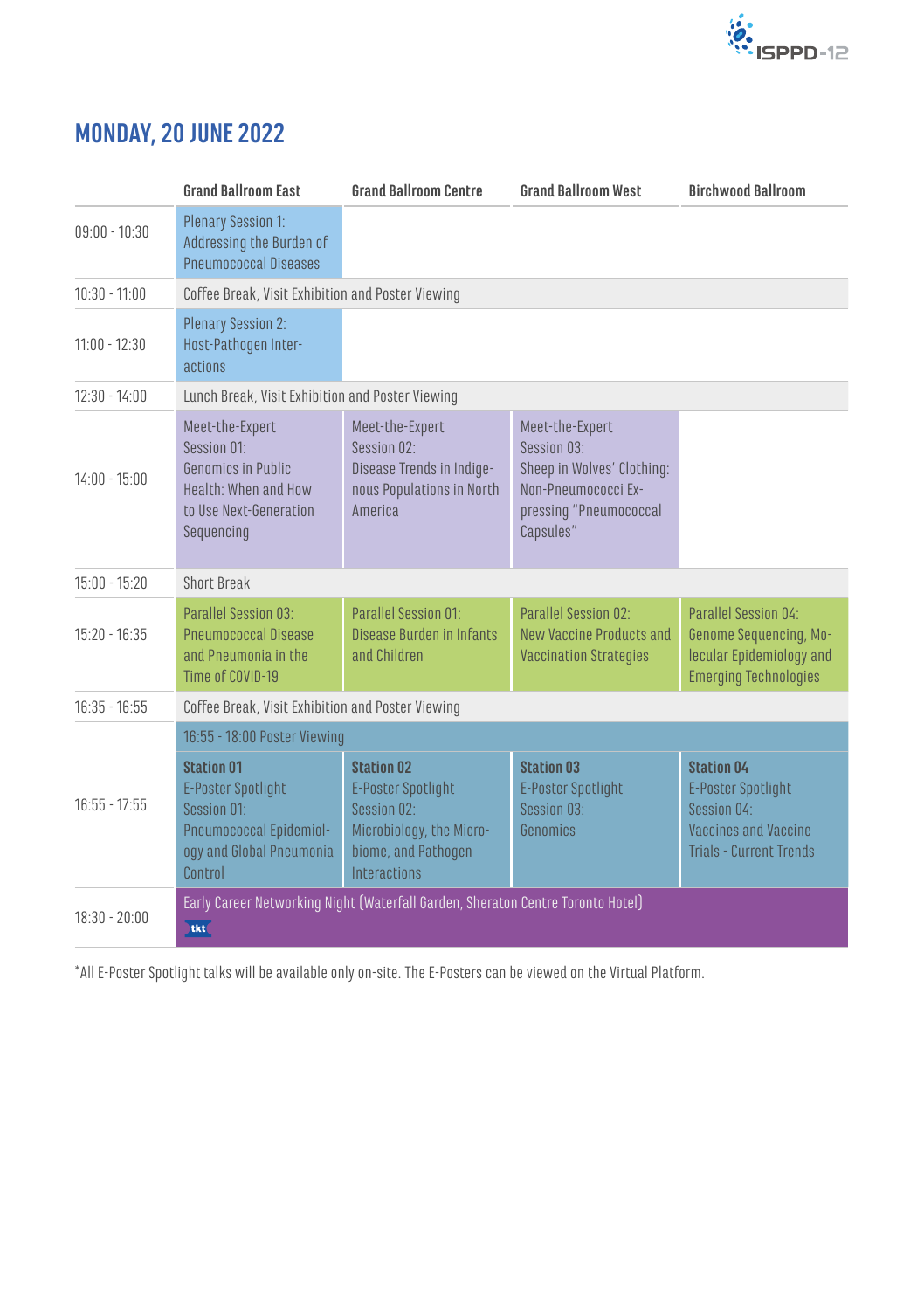## MONDAY, 20 JUNE 2022

| | Grand Ballroom East | Grand Ballroom Centre | Grand Ballroom West | Birchwood Ballroom |
|---|---|---|---|---|
| 09:00 - 10:30 | Plenary Session 1: Addressing the Burden of Pneumococcal Diseases | | | |
| 10:30 - 11:00 | Coffee Break, Visit Exhibition and Poster Viewing | | | |
| 11:00 - 12:30 | Plenary Session 2: Host-Pathogen Interactions | | | |
| 12:30 - 14:00 | Lunch Break, Visit Exhibition and Poster Viewing | | | |
| 14:00 - 15:00 | Meet-the-Expert Session 01: Genomics in Public Health: When and How to Use Next-Generation Sequencing | Meet-the-Expert Session 02: Disease Trends in Indigenous Populations in North America | Meet-the-Expert Session 03: Sheep in Wolves' Clothing: Non-Pneumococci Expressing "Pneumococcal Capsules" | |
| 15:00 - 15:20 | Short Break | | | |
| 15:20 - 16:35 | Parallel Session 03: Pneumococcal Disease and Pneumonia in the Time of COVID-19 | Parallel Session 01: Disease Burden in Infants and Children | Parallel Session 02: New Vaccine Products and Vaccination Strategies | Parallel Session 04: Genome Sequencing, Molecular Epidemiology and Emerging Technologies |
| 16:35 - 16:55 | Coffee Break, Visit Exhibition and Poster Viewing | | | |
| | 16:55 - 18:00 Poster Viewing | | | |
| 16:55 - 17:55 | **Station 01** E-Poster Spotlight Session 01: Pneumococcal Epidemiology and Global Pneumonia Control | **Station 02** E-Poster Spotlight Session 02: Microbiology, the Microbiome, and Pathogen Interactions | **Station 03** E-Poster Spotlight Session 03: Genomics | **Station 04** E-Poster Spotlight Session 04: Vaccines and Vaccine Trials - Current Trends |
| 18:30 - 20:00 | Early Career Networking Night (Waterfall Garden, Sheraton Centre Toronto Hotel) tkt | | | |

*All E-Poster Spotlight talks will be available only on-site. The E-Posters can be viewed on the Virtual Platform.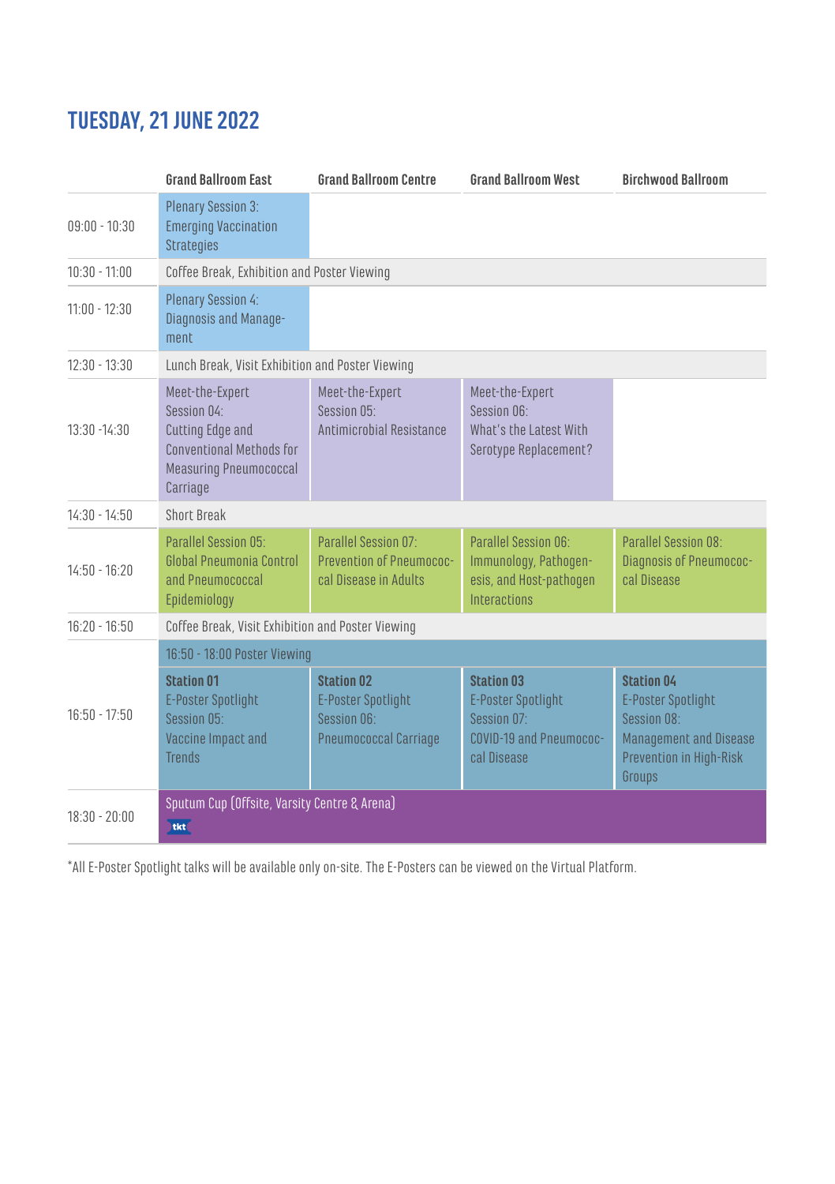# TUESDAY, 21 JUNE 2022

| | Grand Ballroom East | Grand Ballroom Centre | Grand Ballroom West | Birchwood Ballroom |
|---|---|---|---|---|
| 09:00 - 10:30 | Plenary Session 3: Emerging Vaccination Strategies | | | |
| 10:30 - 11:00 | Coffee Break, Exhibition and Poster Viewing | | | |
| 11:00 - 12:30 | Plenary Session 4: Diagnosis and Management | | | |
| 12:30 - 13:30 | Lunch Break, Visit Exhibition and Poster Viewing | | | |
| 13:30 -14:30 | Meet-the-Expert Session 04: Cutting Edge and Conventional Methods for Measuring Pneumococcal Carriage | Meet-the-Expert Session 05: Antimicrobial Resistance | Meet-the-Expert Session 06: What's the Latest With Serotype Replacement? | |
| 14:30 - 14:50 | Short Break | | | |
| 14:50 - 16:20 | Parallel Session 05: Global Pneumonia Control and Pneumococcal Epidemiology | Parallel Session 07: Prevention of Pneumococcal Disease in Adults | Parallel Session 06: Immunology, Pathogenesis, and Host-pathogen Interactions | Parallel Session 08: Diagnosis of Pneumococcal Disease |
| 16:20 - 16:50 | Coffee Break, Visit Exhibition and Poster Viewing | | | |
| | 16:50 - 18:00 Poster Viewing | | | |
| 16:50 - 17:50 | **Station 01** E-Poster Spotlight Session 05: Vaccine Impact and Trends | **Station 02** E-Poster Spotlight Session 06: Pneumococcal Carriage | **Station 03** E-Poster Spotlight Session 07: COVID-19 and Pneumococcal Disease | **Station 04** E-Poster Spotlight Session 08: Management and Disease Prevention in High-Risk Groups |
| 18:30 - 20:00 | Sputum Cup (Offsite, Varsity Centre & Arena) tkt | | | |

*All E-Poster Spotlight talks will be available only on-site. The E-Posters can be viewed on the Virtual Platform.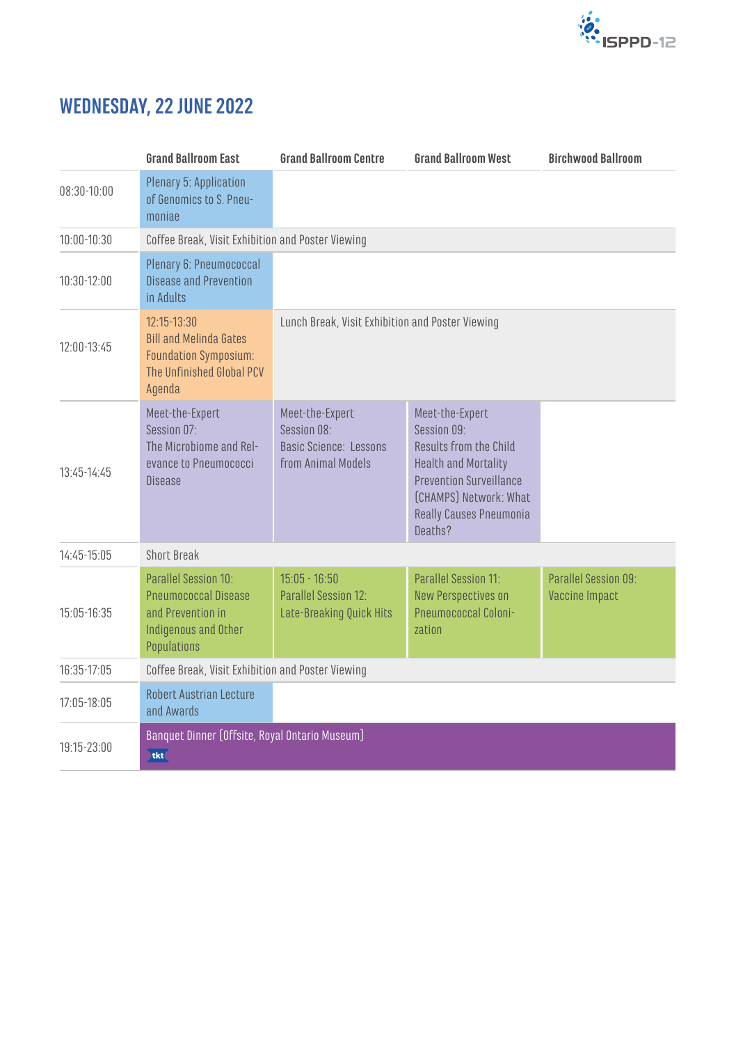# WEDNESDAY, 22 JUNE 2022

| | Grand Ballroom East | Grand Ballroom Centre | Grand Ballroom West | Birchwood Ballroom |
|---|---|---|---|---|
| 08:30-10:00 | Plenary 5: Application of Genomics to S. Pneumoniae | | | |
| 10:00-10:30 | Coffee Break, Visit Exhibition and Poster Viewing | | | |
| 10:30-12:00 | Plenary 6: Pneumococcal Disease and Prevention in Adults | | | |
| 12:00-13:45 | 12:15-13:30 Bill and Melinda Gates Foundation Symposium: The Unfinished Global PCV Agenda | Lunch Break, Visit Exhibition and Poster Viewing | | |
| 13:45-14:45 | Meet-the-Expert Session 07: The Microbiome and Relevance to Pneumococci Disease | Meet-the-Expert Session 08: Basic Science: Lessons from Animal Models | Meet-the-Expert Session 09: Results from the Child Health and Mortality Prevention Surveillance (CHAMPS) Network: What Really Causes Pneumonia Deaths? | |
| 14:45-15:05 | Short Break | | | |
| 15:05-16:35 | Parallel Session 10: Pneumococcal Disease and Prevention in Indigenous and Other Populations | 15:05 - 16:50 Parallel Session 12: Late-Breaking Quick Hits | Parallel Session 11: New Perspectives on Pneumococcal Colonization | Parallel Session 09: Vaccine Impact |
| 16:35-17:05 | Coffee Break, Visit Exhibition and Poster Viewing | | | |
| 17:05-18:05 | Robert Austrian Lecture and Awards | | | |
| 19:15-23:00 | Banquet Dinner (Offsite, Royal Ontario Museum) tkt | | | |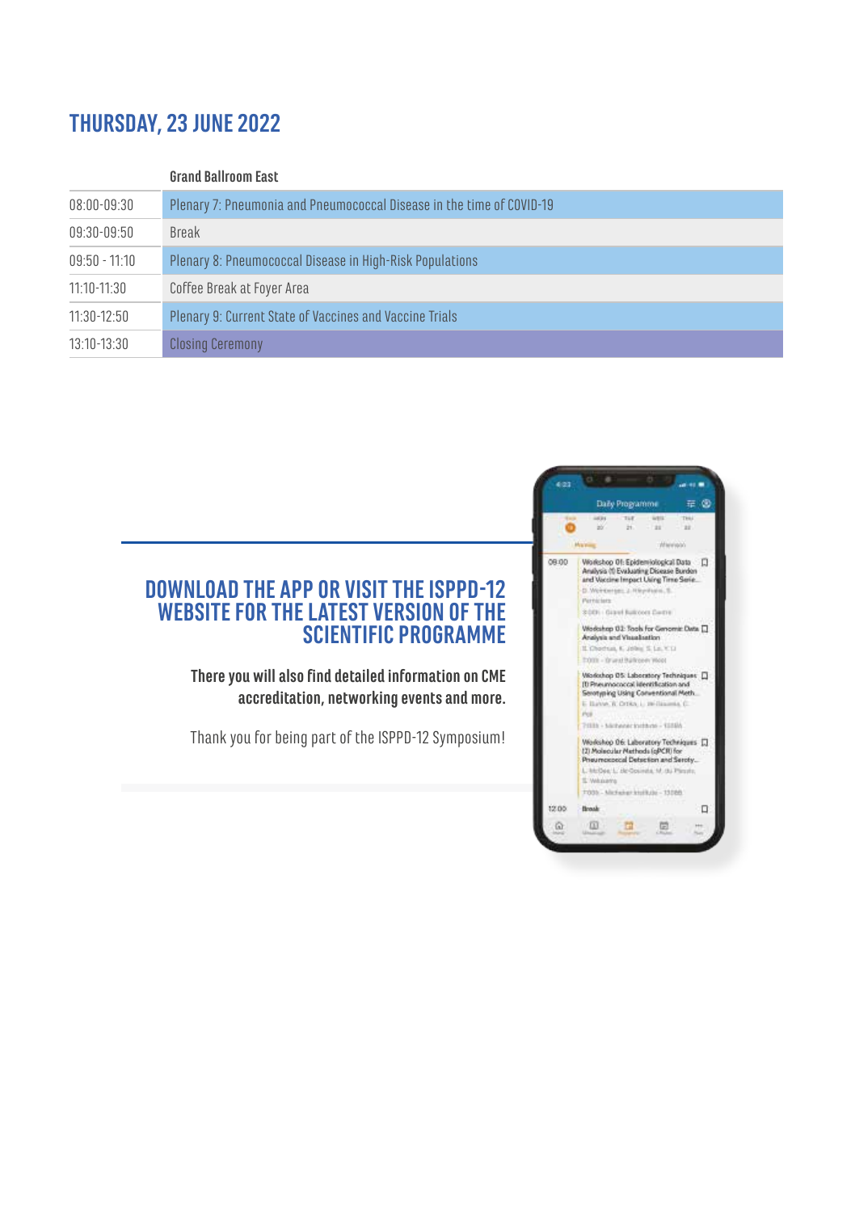# THURSDAY, 23 JUNE 2022

| | Grand Ballroom East |
|---|---|
| 08:00-09:30 | Plenary 7: Pneumonia and Pneumococcal Disease in the time of COVID-19 |
| 09:30-09:50 | Break |
| 09:50 - 11:10 | Plenary 8: Pneumococcal Disease in High-Risk Populations |
| 11:10-11:30 | Coffee Break at Foyer Area |
| 11:30-12:50 | Plenary 9: Current State of Vaccines and Vaccine Trials |
| 13:10-13:30 | Closing Ceremony |

## DOWNLOAD THE APP OR VISIT THE ISPPD-12 WEBSITE FOR THE LATEST VERSION OF THE SCIENTIFIC PROGRAMME

**There you will also find detailed information on CME accreditation, networking events and more.**

Thank you for being part of the ISPPD-12 Symposium!